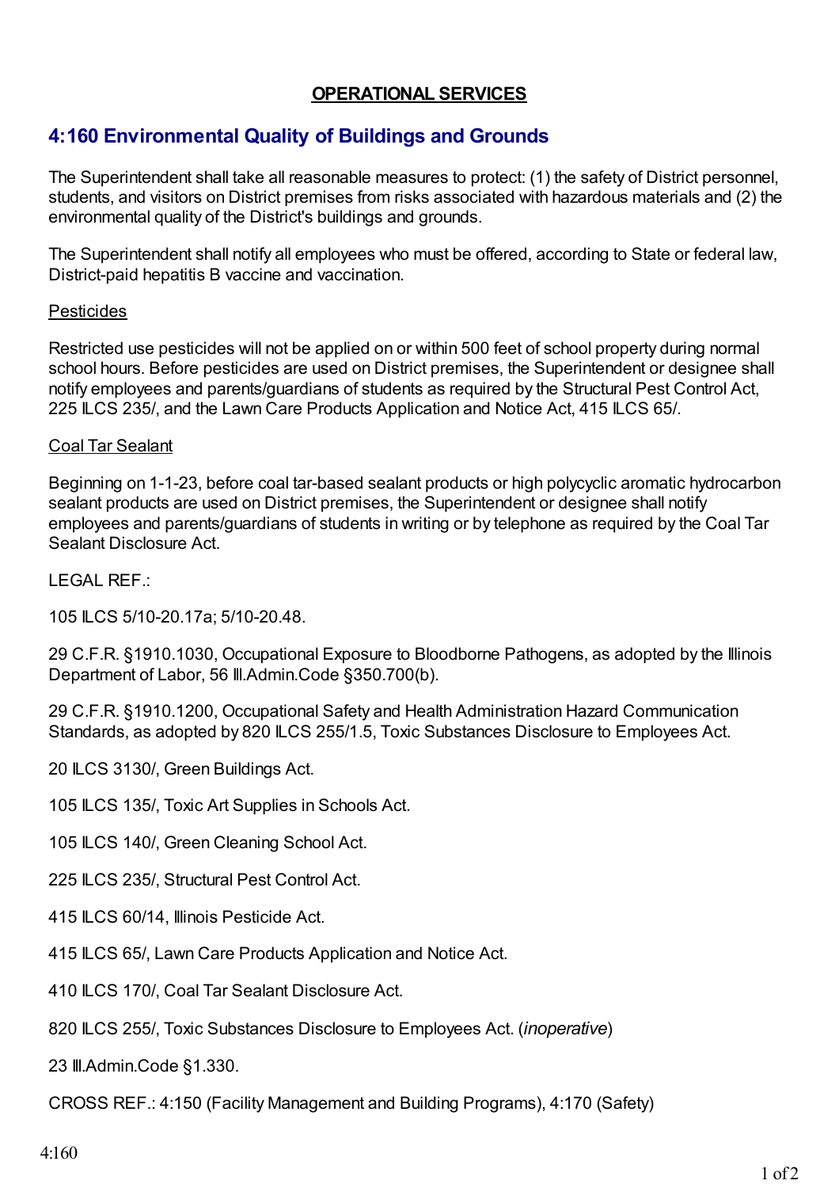## OPERATIONAL SERVICES

# 4:160 Environmental Quality of Buildings and Grounds

The Superintendent shall take all reasonable measures to protect: (1) the safety of District personnel, students, and visitors on District premises from risks associated with hazardous materials and (2) the environmental quality of the District's buildings and grounds.

The Superintendent shall notify all employees who must be offered, according to State or federal law, District-paid hepatitis B vaccine and vaccination.

### Pesticides

Restricted use pesticides will not be applied on or within 500 feet of school property during normal school hours. Before pesticides are used on District premises, the Superintendent or designee shall notify employees and parents/guardians of students as required by the Structural Pest Control Act, 225 ILCS 235/, and the Lawn Care Products Application and Notice Act, 415 ILCS 65/.

### Coal Tar Sealant

Beginning on 1-1-23, before coal tar-based sealant products or high polycyclic aromatic hydrocarbon sealant products are used on District premises, the Superintendent or designee shall notify employees and parents/guardians of students in writing or by telephone as required by the Coal Tar Sealant Disclosure Act.

LEGAL REF.:

105 ILCS 5/10-20.17a; 5/10-20.48.

29 C.F.R. §1910.1030, Occupational Exposure to Bloodborne Pathogens, as adopted by the Illinois Department of Labor, 56 Ill.Admin.Code §350.700(b).

29 C.F.R. §1910.1200, Occupational Safety and Health Administration Hazard Communication Standards, as adopted by 820 ILCS 255/1.5, Toxic Substances Disclosure to Employees Act.

20 ILCS 3130/, Green Buildings Act.

105 ILCS 135/, Toxic Art Supplies in Schools Act.

105 ILCS 140/, Green Cleaning School Act.

225 ILCS 235/, Structural Pest Control Act.

415 ILCS 60/14, Illinois Pesticide Act.

415 ILCS 65/, Lawn Care Products Application and Notice Act.

410 ILCS 170/, Coal Tar Sealant Disclosure Act.

820 ILCS 255/, Toxic Substances Disclosure to Employees Act. (*inoperative*)

23 Ill.Admin.Code §1.330.

CROSS REF.: 4:150 (Facility Management and Building Programs), 4:170 (Safety)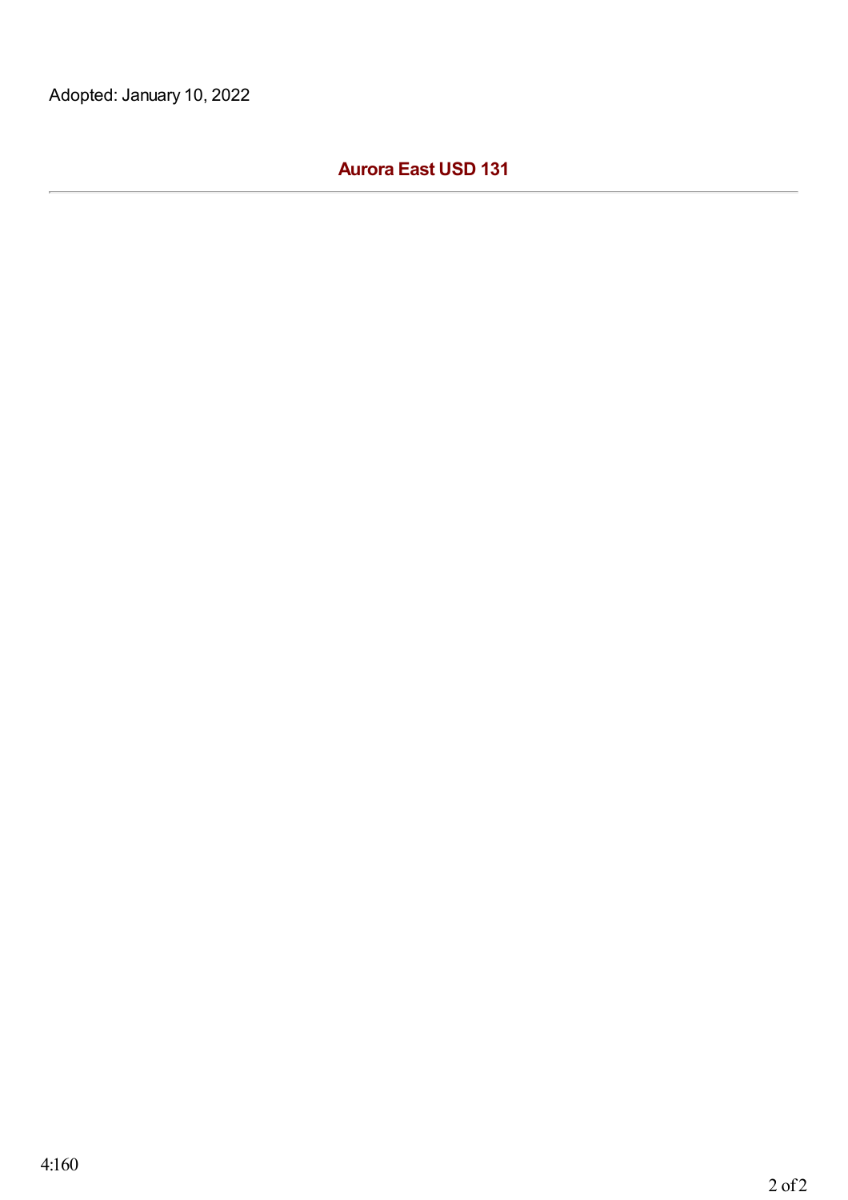Adopted: January 10, 2022

**Aurora East USD 131**

---